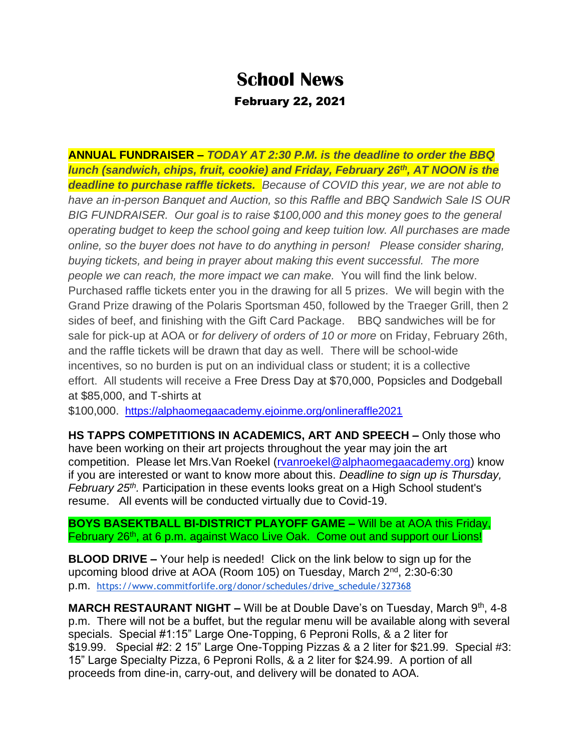# School News

## February 22, 2021

**ANNUAL FUNDRAISER –** ***TODAY AT 2:30 P.M. is the deadline to order the BBQ lunch (sandwich, chips, fruit, cookie) and Friday, February 26th, AT NOON is the deadline to purchase raffle tickets.*** *Because of COVID this year, we are not able to have an in-person Banquet and Auction, so this Raffle and BBQ Sandwich Sale IS OUR BIG FUNDRAISER. Our goal is to raise $100,000 and this money goes to the general operating budget to keep the school going and keep tuition low. All purchases are made online, so the buyer does not have to do anything in person! Please consider sharing, buying tickets, and being in prayer about making this event successful. The more people we can reach, the more impact we can make.* You will find the link below. Purchased raffle tickets enter you in the drawing for all 5 prizes. We will begin with the Grand Prize drawing of the Polaris Sportsman 450, followed by the Traeger Grill, then 2 sides of beef, and finishing with the Gift Card Package. BBQ sandwiches will be for sale for pick-up at AOA or *for delivery of orders of 10 or more* on Friday, February 26th, and the raffle tickets will be drawn that day as well. There will be school-wide incentives, so no burden is put on an individual class or student; it is a collective effort. All students will receive a Free Dress Day at $70,000, Popsicles and Dodgeball at $85,000, and T-shirts at $100,000. https://alphaomegaacademy.ejoinme.org/onlineraffle2021

**HS TAPPS COMPETITIONS IN ACADEMICS, ART AND SPEECH –** Only those who have been working on their art projects throughout the year may join the art competition. Please let Mrs.Van Roekel (rvanroekel@alphaomegaacademy.org) know if you are interested or want to know more about this. *Deadline to sign up is Thursday, February 25th.* Participation in these events looks great on a High School student's resume. All events will be conducted virtually due to Covid-19.

**BOYS BASEKTBALL BI-DISTRICT PLAYOFF GAME –** Will be at AOA this Friday, February 26th, at 6 p.m. against Waco Live Oak. Come out and support our Lions!

**BLOOD DRIVE –** Your help is needed! Click on the link below to sign up for the upcoming blood drive at AOA (Room 105) on Tuesday, March 2nd, 2:30-6:30 p.m. https://www.commitforlife.org/donor/schedules/drive_schedule/327368

**MARCH RESTAURANT NIGHT –** Will be at Double Dave's on Tuesday, March 9th, 4-8 p.m. There will not be a buffet, but the regular menu will be available along with several specials. Special #1:15" Large One-Topping, 6 Peproni Rolls, & a 2 liter for $19.99. Special #2: 2 15" Large One-Topping Pizzas & a 2 liter for $21.99. Special #3: 15" Large Specialty Pizza, 6 Peproni Rolls, & a 2 liter for $24.99. A portion of all proceeds from dine-in, carry-out, and delivery will be donated to AOA.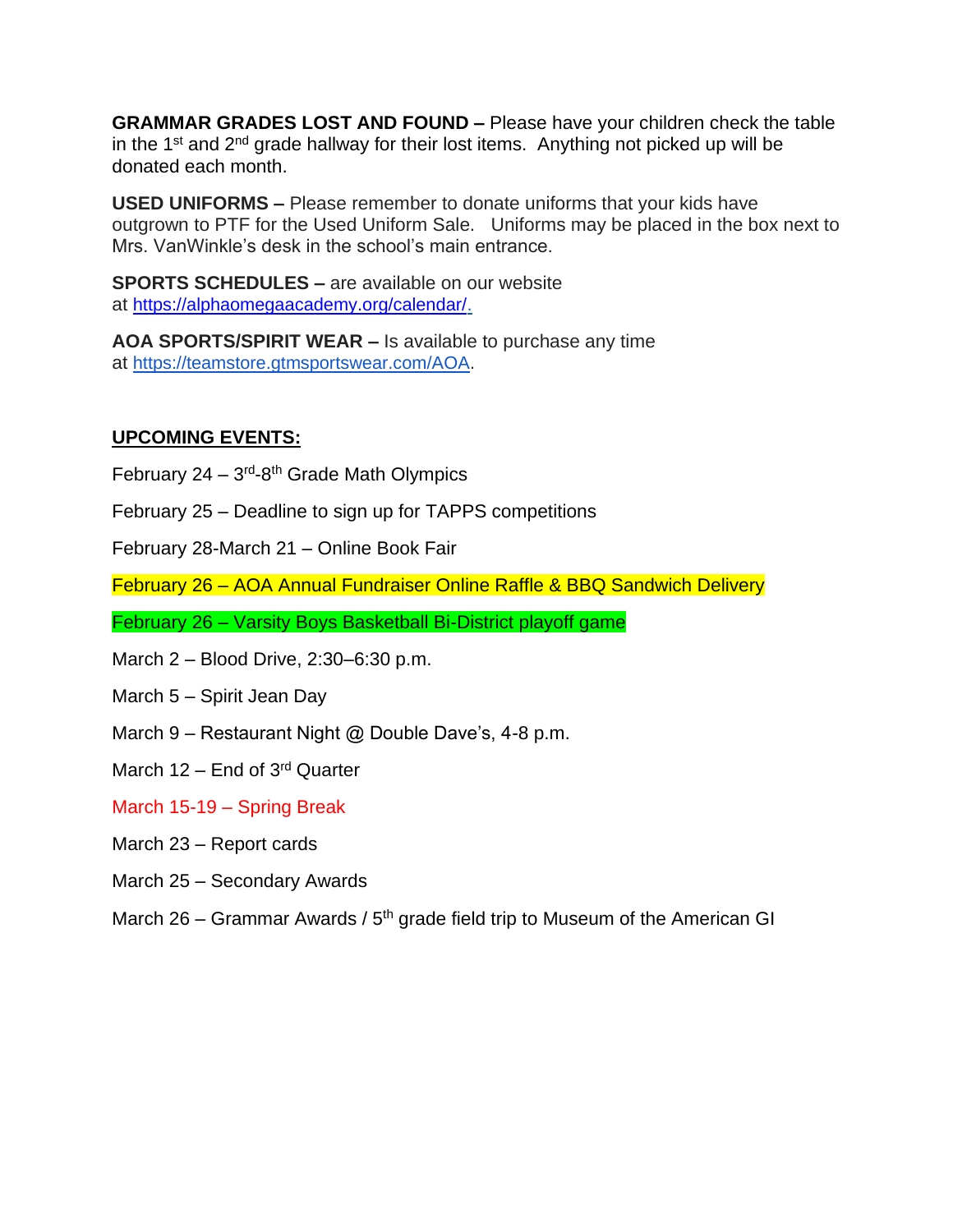**GRAMMAR GRADES LOST AND FOUND –** Please have your children check the table in the 1st and 2nd grade hallway for their lost items. Anything not picked up will be donated each month.

**USED UNIFORMS –** Please remember to donate uniforms that your kids have outgrown to PTF for the Used Uniform Sale. Uniforms may be placed in the box next to Mrs. VanWinkle's desk in the school's main entrance.

**SPORTS SCHEDULES –** are available on our website at https://alphaomegaacademy.org/calendar/.

**AOA SPORTS/SPIRIT WEAR –** Is available to purchase any time at https://teamstore.gtmsportswear.com/AOA.

## UPCOMING EVENTS:

February 24 – 3rd-8th Grade Math Olympics

February 25 – Deadline to sign up for TAPPS competitions

February 28-March 21 – Online Book Fair

February 26 – AOA Annual Fundraiser Online Raffle & BBQ Sandwich Delivery

February 26 – Varsity Boys Basketball Bi-District playoff game

March 2 – Blood Drive, 2:30–6:30 p.m.

March 5 – Spirit Jean Day

March 9 – Restaurant Night @ Double Dave's, 4-8 p.m.

March 12 – End of 3rd Quarter

March 15-19 – Spring Break

March 23 – Report cards

March 25 – Secondary Awards

March 26 – Grammar Awards / 5th grade field trip to Museum of the American GI